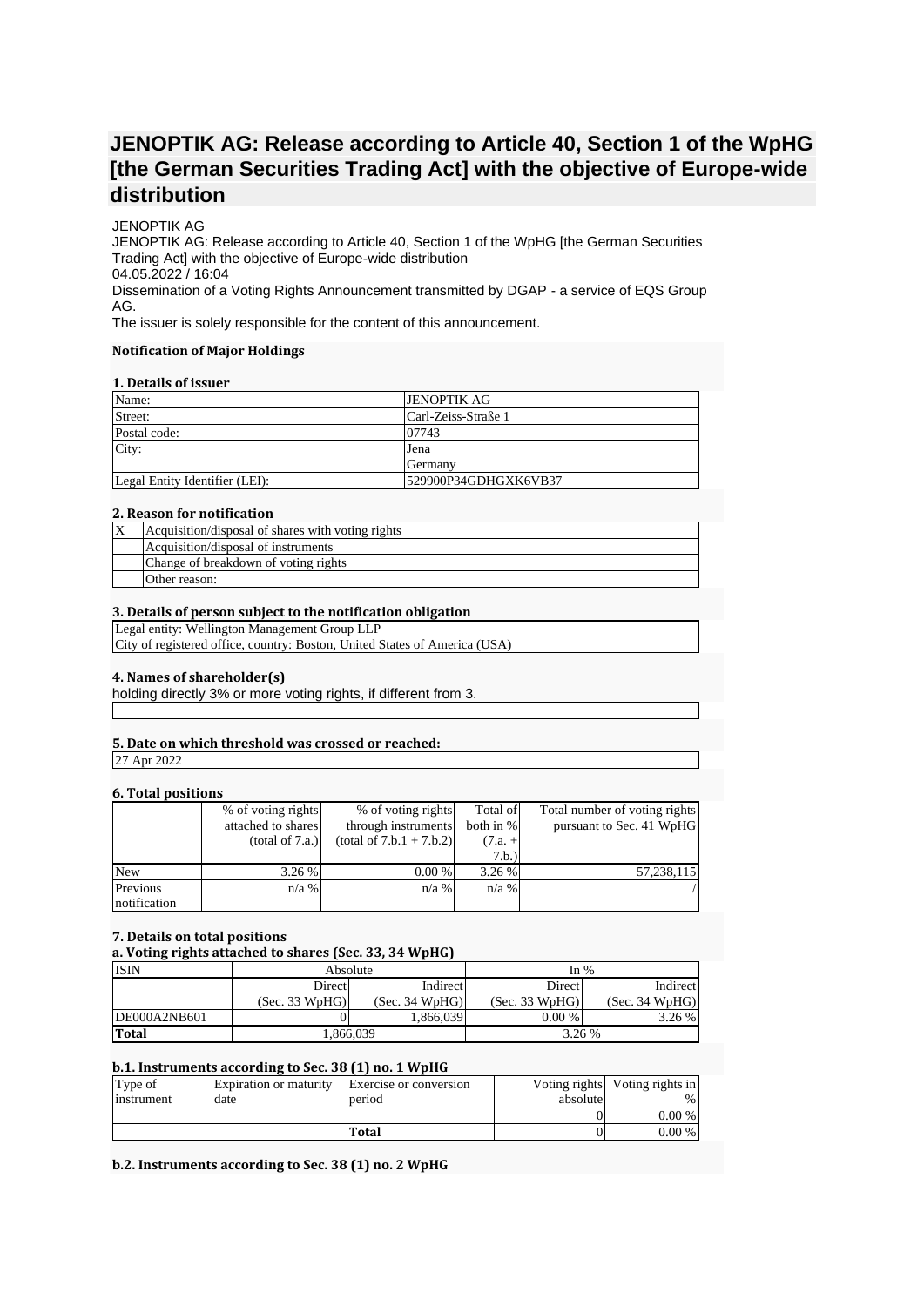# JENOPTIK AG: Release according to Article 40, Section 1 of the WpHG [the German Securities Trading Act] with the objective of Europe-wide distribution

JENOPTIK AG

JENOPTIK AG: Release according to Article 40, Section 1 of the WpHG [the German Securities Trading Act] with the objective of Europe-wide distribution

04.05.2022 / 16:04

Dissemination of a Voting Rights Announcement transmitted by DGAP - a service of EQS Group AG.

The issuer is solely responsible for the content of this announcement.

**Notification of Major Holdings**

**1. Details of issuer**

| | |
|---|---|
| Name: | JENOPTIK AG |
| Street: | Carl-Zeiss-Straße 1 |
| Postal code: | 07743 |
| City: | Jena<br>Germany |
| Legal Entity Identifier (LEI): | 529900P34GDHGXK6VB37 |

**2. Reason for notification**

| | |
|---|---|
| X | Acquisition/disposal of shares with voting rights |
| | Acquisition/disposal of instruments |
| | Change of breakdown of voting rights |
| | Other reason: |

**3. Details of person subject to the notification obligation**

Legal entity: Wellington Management Group LLP
City of registered office, country: Boston, United States of America (USA)

**4. Names of shareholder(s)**

holding directly 3% or more voting rights, if different from 3.

**5. Date on which threshold was crossed or reached:**

27 Apr 2022

**6. Total positions**

| | % of voting rights attached to shares (total of 7.a.) | % of voting rights through instruments (total of 7.b.1 + 7.b.2) | Total of both in % (7.a. + 7.b.) | Total number of voting rights pursuant to Sec. 41 WpHG |
|---|---|---|---|---|
| New | 3.26 % | 0.00 % | 3.26 % | 57,238,115 |
| Previous notification | n/a % | n/a % | n/a % | / |

**7. Details on total positions**

**a. Voting rights attached to shares (Sec. 33, 34 WpHG)**

| ISIN | Absolute | | In % | |
|---|---|---|---|---|
| | Direct (Sec. 33 WpHG) | Indirect (Sec. 34 WpHG) | Direct (Sec. 33 WpHG) | Indirect (Sec. 34 WpHG) |
| DE000A2NB601 | 0 | 1,866,039 | 0.00 % | 3.26 % |
| **Total** | 1,866,039 | | 3.26 % | |

**b.1. Instruments according to Sec. 38 (1) no. 1 WpHG**

| Type of instrument | Expiration or maturity date | Exercise or conversion period | Voting rights absolute | Voting rights in % |
|---|---|---|---|---|
| | | | 0 | 0.00 % |
| | | **Total** | 0 | 0.00 % |

**b.2. Instruments according to Sec. 38 (1) no. 2 WpHG**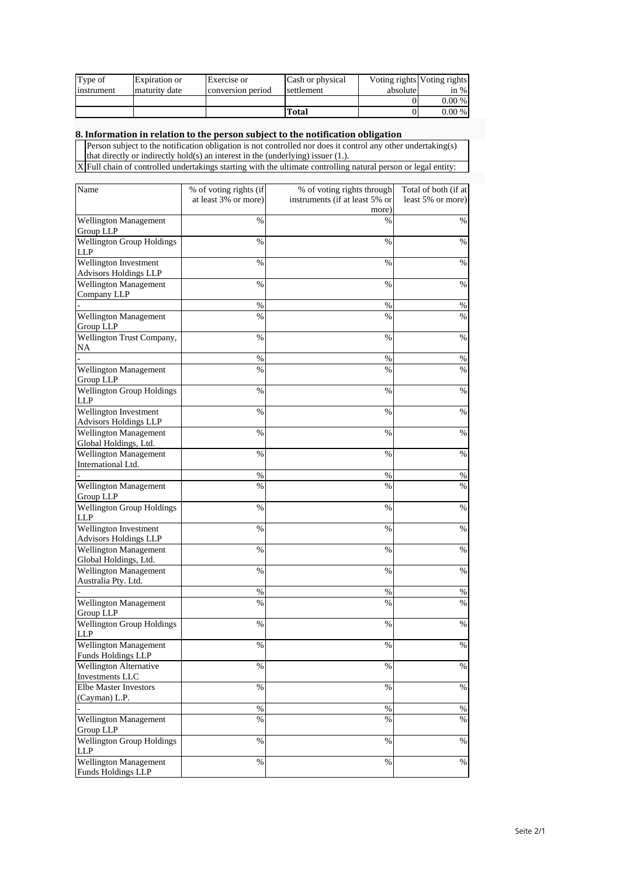| Type of instrument | Expiration or maturity date | Exercise or conversion period | Cash or physical settlement | Voting rights absolute | Voting rights in % |
|---|---|---|---|---|---|
| | | | | 0 | 0.00 % |
| | | | **Total** | 0 | 0.00 % |

## 8. Information in relation to the person subject to the notification obligation

| | |
|---|---|
| | Person subject to the notification obligation is not controlled nor does it control any other undertaking(s) that directly or indirectly hold(s) an interest in the (underlying) issuer (1.). |
| X | Full chain of controlled undertakings starting with the ultimate controlling natural person or legal entity: |

| Name | % of voting rights (if at least 3% or more) | % of voting rights through instruments (if at least 5% or more) | Total of both (if at least 5% or more) |
|---|---|---|---|
| Wellington Management Group LLP | % | % | % |
| Wellington Group Holdings LLP | % | % | % |
| Wellington Investment Advisors Holdings LLP | % | % | % |
| Wellington Management Company LLP | % | % | % |
| - | % | % | % |
| Wellington Management Group LLP | % | % | % |
| Wellington Trust Company, NA | % | % | % |
| - | % | % | % |
| Wellington Management Group LLP | % | % | % |
| Wellington Group Holdings LLP | % | % | % |
| Wellington Investment Advisors Holdings LLP | % | % | % |
| Wellington Management Global Holdings, Ltd. | % | % | % |
| Wellington Management International Ltd. | % | % | % |
| - | % | % | % |
| Wellington Management Group LLP | % | % | % |
| Wellington Group Holdings LLP | % | % | % |
| Wellington Investment Advisors Holdings LLP | % | % | % |
| Wellington Management Global Holdings, Ltd. | % | % | % |
| Wellington Management Australia Pty. Ltd. | % | % | % |
| - | % | % | % |
| Wellington Management Group LLP | % | % | % |
| Wellington Group Holdings LLP | % | % | % |
| Wellington Management Funds Holdings LLP | % | % | % |
| Wellington Alternative Investments LLC | % | % | % |
| Elbe Master Investors (Cayman) L.P. | % | % | % |
| - | % | % | % |
| Wellington Management Group LLP | % | % | % |
| Wellington Group Holdings LLP | % | % | % |
| Wellington Management Funds Holdings LLP | % | % | % |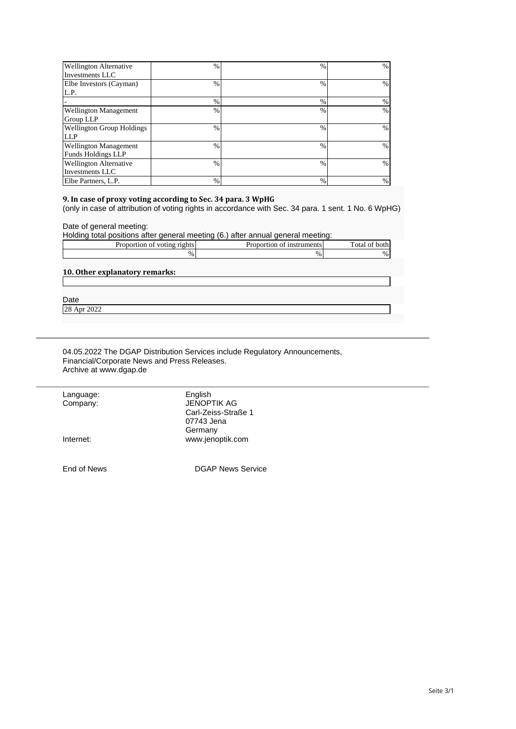| | | | |
|---|---|---|---|
| Wellington Alternative Investments LLC | % | % | % |
| Elbe Investors (Cayman) L.P. | % | % | % |
| - | % | % | % |
| Wellington Management Group LLP | % | % | % |
| Wellington Group Holdings LLP | % | % | % |
| Wellington Management Funds Holdings LLP | % | % | % |
| Wellington Alternative Investments LLC | % | % | % |
| Elbe Partners, L.P. | % | % | % |

**9. In case of proxy voting according to Sec. 34 para. 3 WpHG**
(only in case of attribution of voting rights in accordance with Sec. 34 para. 1 sent. 1 No. 6 WpHG)

Date of general meeting:
Holding total positions after general meeting (6.) after annual general meeting:

| Proportion of voting rights | Proportion of instruments | Total of both |
|---|---|---|
| % | % | % |

**10. Other explanatory remarks:**

Date
28 Apr 2022

04.05.2022 The DGAP Distribution Services include Regulatory Announcements, Financial/Corporate News and Press Releases.
Archive at www.dgap.de

| | |
|---|---|
| Language: | English |
| Company: | JENOPTIK AG<br>Carl-Zeiss-Straße 1<br>07743 Jena<br>Germany |
| Internet: | www.jenoptik.com |

End of News DGAP News Service